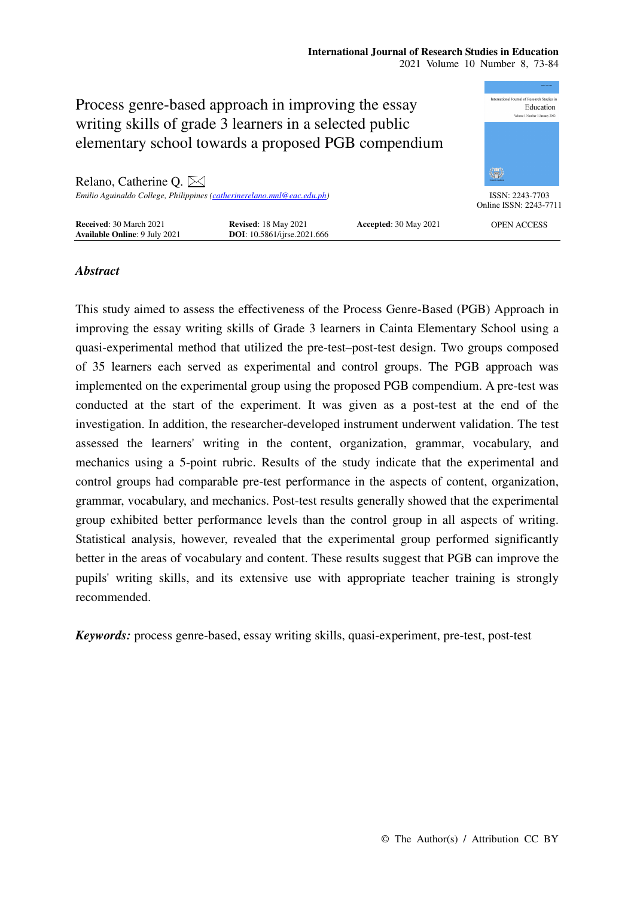# Process genre-based approach in improving the essay writing skills of grade 3 learners in a selected public elementary school towards a proposed PGB compendium

Relano, Catherine Q.

*Emilio Aguinaldo College, Philippines (catherinerelano.mnl@eac.edu.ph)*

ISSN: 2243-7703
Online ISSN: 2243-7711

**Received**: 30 March 2021 **Revised**: 18 May 2021 **Accepted**: 30 May 2021
**Available Online**: 9 July 2021 **DOI**: 10.5861/ijrse.2021.666

OPEN ACCESS

## *Abstract*

This study aimed to assess the effectiveness of the Process Genre-Based (PGB) Approach in improving the essay writing skills of Grade 3 learners in Cainta Elementary School using a quasi-experimental method that utilized the pre-test–post-test design. Two groups composed of 35 learners each served as experimental and control groups. The PGB approach was implemented on the experimental group using the proposed PGB compendium. A pre-test was conducted at the start of the experiment. It was given as a post-test at the end of the investigation. In addition, the researcher-developed instrument underwent validation. The test assessed the learners' writing in the content, organization, grammar, vocabulary, and mechanics using a 5-point rubric. Results of the study indicate that the experimental and control groups had comparable pre-test performance in the aspects of content, organization, grammar, vocabulary, and mechanics. Post-test results generally showed that the experimental group exhibited better performance levels than the control group in all aspects of writing. Statistical analysis, however, revealed that the experimental group performed significantly better in the areas of vocabulary and content. These results suggest that PGB can improve the pupils' writing skills, and its extensive use with appropriate teacher training is strongly recommended.

***Keywords:*** process genre-based, essay writing skills, quasi-experiment, pre-test, post-test

© The Author(s) / Attribution CC BY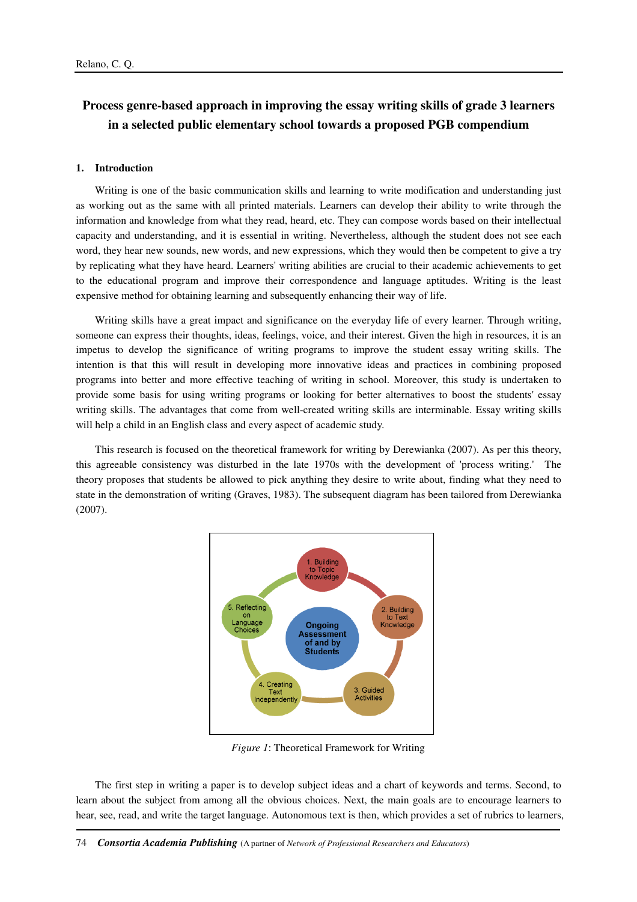# Process genre-based approach in improving the essay writing skills of grade 3 learners in a selected public elementary school towards a proposed PGB compendium

## 1. Introduction

Writing is one of the basic communication skills and learning to write modification and understanding just as working out as the same with all printed materials. Learners can develop their ability to write through the information and knowledge from what they read, heard, etc. They can compose words based on their intellectual capacity and understanding, and it is essential in writing. Nevertheless, although the student does not see each word, they hear new sounds, new words, and new expressions, which they would then be competent to give a try by replicating what they have heard. Learners' writing abilities are crucial to their academic achievements to get to the educational program and improve their correspondence and language aptitudes. Writing is the least expensive method for obtaining learning and subsequently enhancing their way of life.

Writing skills have a great impact and significance on the everyday life of every learner. Through writing, someone can express their thoughts, ideas, feelings, voice, and their interest. Given the high in resources, it is an impetus to develop the significance of writing programs to improve the student essay writing skills. The intention is that this will result in developing more innovative ideas and practices in combining proposed programs into better and more effective teaching of writing in school. Moreover, this study is undertaken to provide some basis for using writing programs or looking for better alternatives to boost the students' essay writing skills. The advantages that come from well-created writing skills are interminable. Essay writing skills will help a child in an English class and every aspect of academic study.

This research is focused on the theoretical framework for writing by Derewianka (2007). As per this theory, this agreeable consistency was disturbed in the late 1970s with the development of 'process writing.' The theory proposes that students be allowed to pick anything they desire to write about, finding what they need to state in the demonstration of writing (Graves, 1983). The subsequent diagram has been tailored from Derewianka (2007).

1. Building to Topic Knowledge
2. Building to Text Knowledge
3. Guided Activities
4. Creating Text Independently
5. Reflecting on Language Choices

Ongoing Assessment of and by Students

*Figure 1*: Theoretical Framework for Writing

The first step in writing a paper is to develop subject ideas and a chart of keywords and terms. Second, to learn about the subject from among all the obvious choices. Next, the main goals are to encourage learners to hear, see, read, and write the target language. Autonomous text is then, which provides a set of rubrics to learners,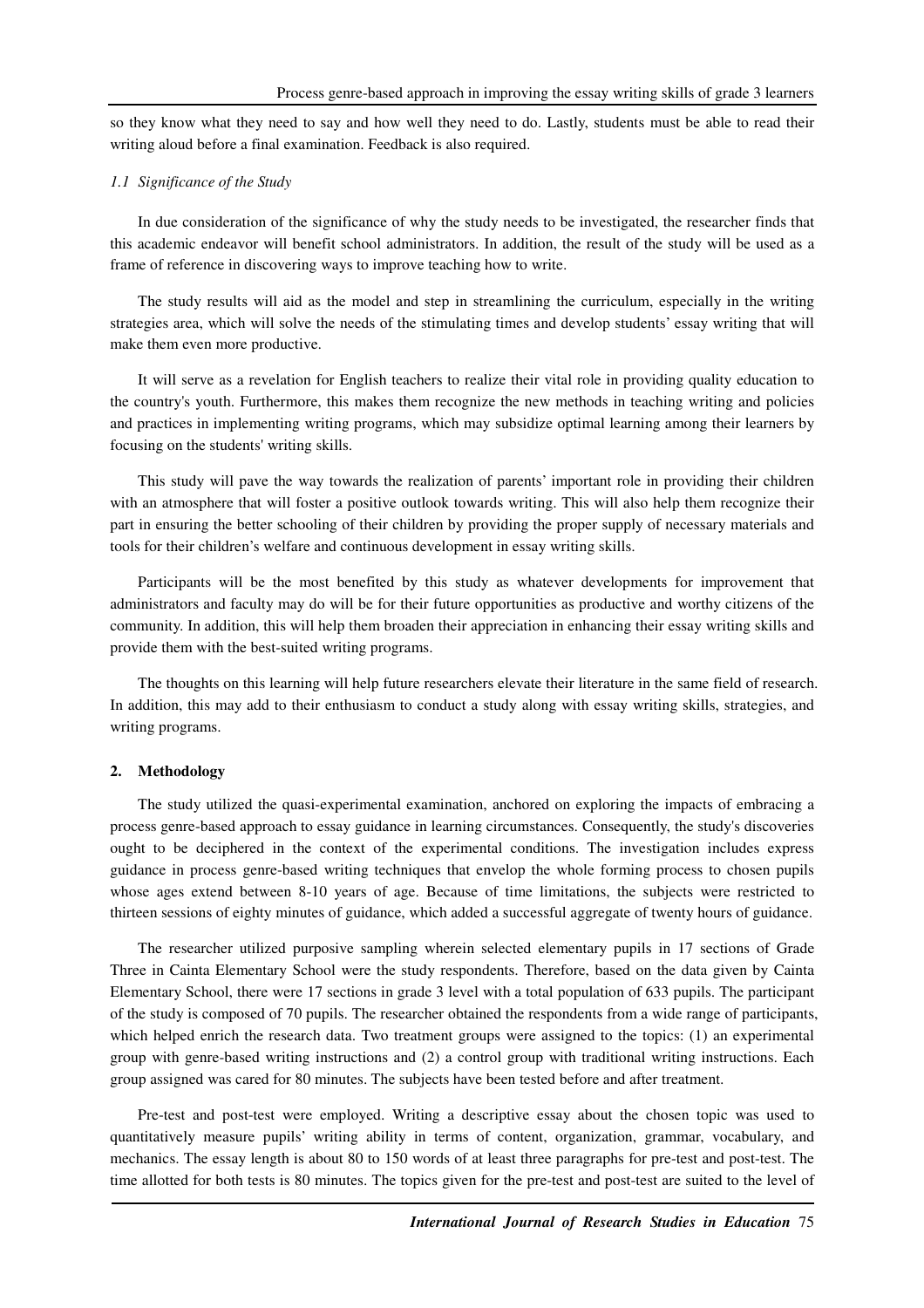so they know what they need to say and how well they need to do. Lastly, students must be able to read their writing aloud before a final examination. Feedback is also required.

### *1.1 Significance of the Study*

In due consideration of the significance of why the study needs to be investigated, the researcher finds that this academic endeavor will benefit school administrators. In addition, the result of the study will be used as a frame of reference in discovering ways to improve teaching how to write.

The study results will aid as the model and step in streamlining the curriculum, especially in the writing strategies area, which will solve the needs of the stimulating times and develop students' essay writing that will make them even more productive.

It will serve as a revelation for English teachers to realize their vital role in providing quality education to the country's youth. Furthermore, this makes them recognize the new methods in teaching writing and policies and practices in implementing writing programs, which may subsidize optimal learning among their learners by focusing on the students' writing skills.

This study will pave the way towards the realization of parents' important role in providing their children with an atmosphere that will foster a positive outlook towards writing. This will also help them recognize their part in ensuring the better schooling of their children by providing the proper supply of necessary materials and tools for their children's welfare and continuous development in essay writing skills.

Participants will be the most benefited by this study as whatever developments for improvement that administrators and faculty may do will be for their future opportunities as productive and worthy citizens of the community. In addition, this will help them broaden their appreciation in enhancing their essay writing skills and provide them with the best-suited writing programs.

The thoughts on this learning will help future researchers elevate their literature in the same field of research. In addition, this may add to their enthusiasm to conduct a study along with essay writing skills, strategies, and writing programs.

## 2. Methodology

The study utilized the quasi-experimental examination, anchored on exploring the impacts of embracing a process genre-based approach to essay guidance in learning circumstances. Consequently, the study's discoveries ought to be deciphered in the context of the experimental conditions. The investigation includes express guidance in process genre-based writing techniques that envelop the whole forming process to chosen pupils whose ages extend between 8-10 years of age. Because of time limitations, the subjects were restricted to thirteen sessions of eighty minutes of guidance, which added a successful aggregate of twenty hours of guidance.

The researcher utilized purposive sampling wherein selected elementary pupils in 17 sections of Grade Three in Cainta Elementary School were the study respondents. Therefore, based on the data given by Cainta Elementary School, there were 17 sections in grade 3 level with a total population of 633 pupils. The participant of the study is composed of 70 pupils. The researcher obtained the respondents from a wide range of participants, which helped enrich the research data. Two treatment groups were assigned to the topics: (1) an experimental group with genre-based writing instructions and (2) a control group with traditional writing instructions. Each group assigned was cared for 80 minutes. The subjects have been tested before and after treatment.

Pre-test and post-test were employed. Writing a descriptive essay about the chosen topic was used to quantitatively measure pupils' writing ability in terms of content, organization, grammar, vocabulary, and mechanics. The essay length is about 80 to 150 words of at least three paragraphs for pre-test and post-test. The time allotted for both tests is 80 minutes. The topics given for the pre-test and post-test are suited to the level of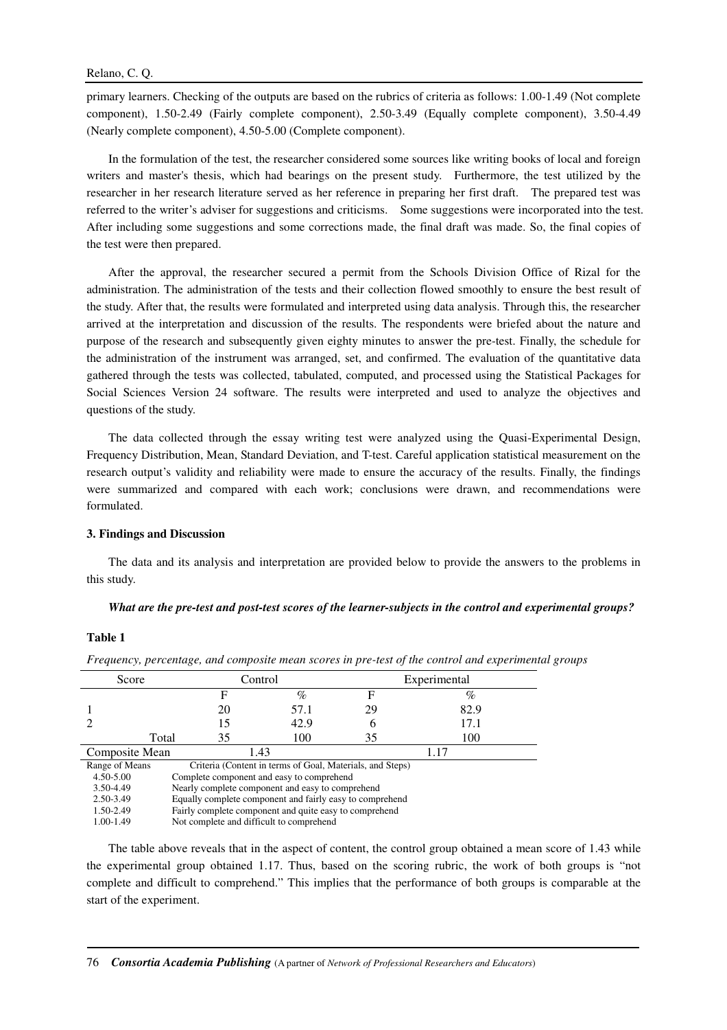primary learners. Checking of the outputs are based on the rubrics of criteria as follows: 1.00-1.49 (Not complete component), 1.50-2.49 (Fairly complete component), 2.50-3.49 (Equally complete component), 3.50-4.49 (Nearly complete component), 4.50-5.00 (Complete component).

In the formulation of the test, the researcher considered some sources like writing books of local and foreign writers and master's thesis, which had bearings on the present study. Furthermore, the test utilized by the researcher in her research literature served as her reference in preparing her first draft. The prepared test was referred to the writer's adviser for suggestions and criticisms. Some suggestions were incorporated into the test. After including some suggestions and some corrections made, the final draft was made. So, the final copies of the test were then prepared.

After the approval, the researcher secured a permit from the Schools Division Office of Rizal for the administration. The administration of the tests and their collection flowed smoothly to ensure the best result of the study. After that, the results were formulated and interpreted using data analysis. Through this, the researcher arrived at the interpretation and discussion of the results. The respondents were briefed about the nature and purpose of the research and subsequently given eighty minutes to answer the pre-test. Finally, the schedule for the administration of the instrument was arranged, set, and confirmed. The evaluation of the quantitative data gathered through the tests was collected, tabulated, computed, and processed using the Statistical Packages for Social Sciences Version 24 software. The results were interpreted and used to analyze the objectives and questions of the study.

The data collected through the essay writing test were analyzed using the Quasi-Experimental Design, Frequency Distribution, Mean, Standard Deviation, and T-test. Careful application statistical measurement on the research output's validity and reliability were made to ensure the accuracy of the results. Finally, the findings were summarized and compared with each work; conclusions were drawn, and recommendations were formulated.

### 3. Findings and Discussion

The data and its analysis and interpretation are provided below to provide the answers to the problems in this study.

***What are the pre-test and post-test scores of the learner-subjects in the control and experimental groups?***

**Table 1**

*Frequency, percentage, and composite mean scores in pre-test of the control and experimental groups*

| Score | Control | | Experimental | |
|---|---|---|---|---|
| | F | % | F | % |
| 1 | 20 | 57.1 | 29 | 82.9 |
| 2 | 15 | 42.9 | 6 | 17.1 |
| Total | 35 | 100 | 35 | 100 |
| Composite Mean | 1.43 | | 1.17 | |

| Range of Means | Criteria (Content in terms of Goal, Materials, and Steps) |
|---|---|
| 4.50-5.00 | Complete component and easy to comprehend |
| 3.50-4.49 | Nearly complete component and easy to comprehend |
| 2.50-3.49 | Equally complete component and fairly easy to comprehend |
| 1.50-2.49 | Fairly complete component and quite easy to comprehend |
| 1.00-1.49 | Not complete and difficult to comprehend |

The table above reveals that in the aspect of content, the control group obtained a mean score of 1.43 while the experimental group obtained 1.17. Thus, based on the scoring rubric, the work of both groups is "not complete and difficult to comprehend." This implies that the performance of both groups is comparable at the start of the experiment.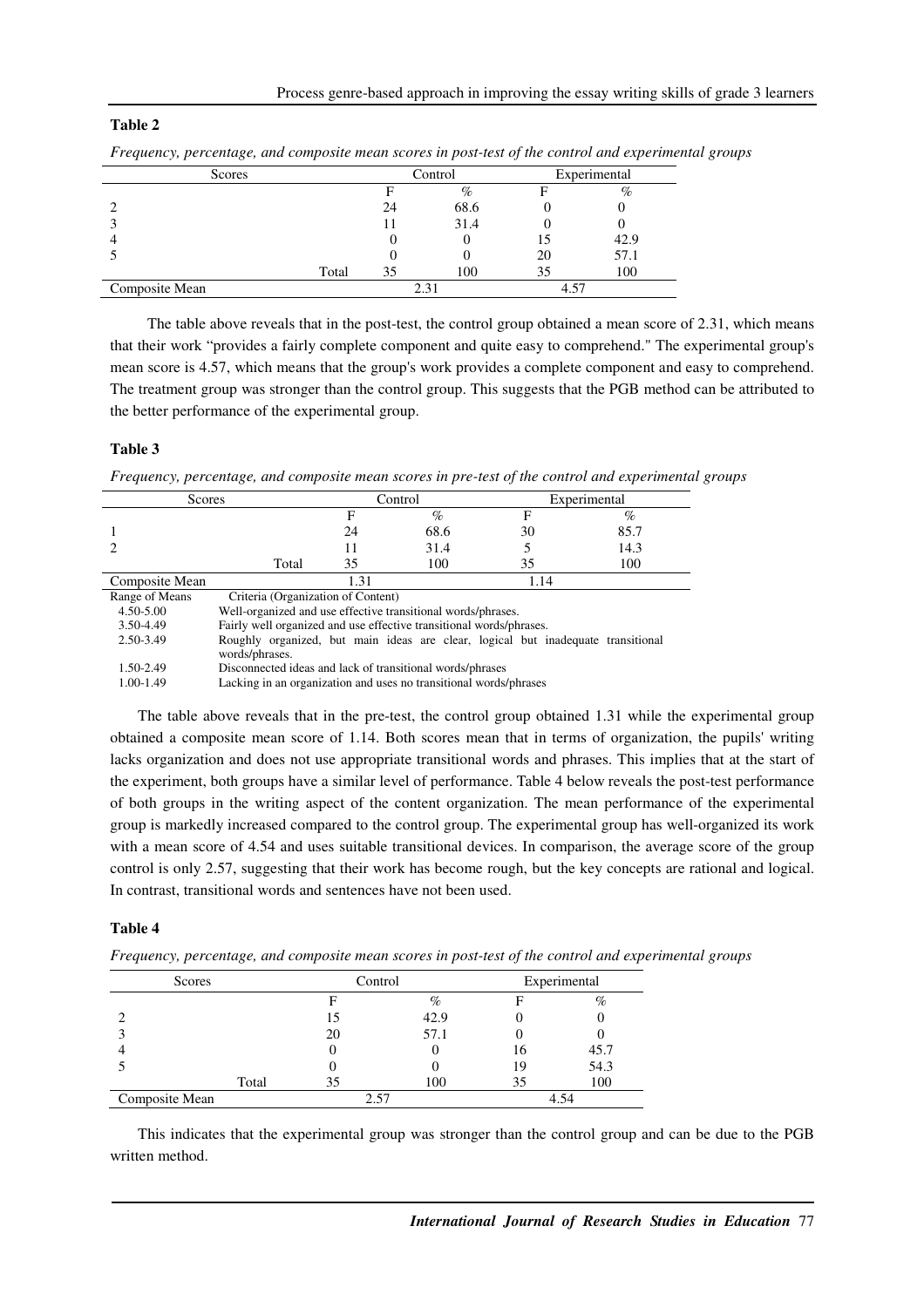**Table 2**

*Frequency, percentage, and composite mean scores in post-test of the control and experimental groups*

| Scores | | Control | | Experimental | |
|---|---|---|---|---|---|
| | | F | % | F | % |
| 2 | | 24 | 68.6 | 0 | 0 |
| 3 | | 11 | 31.4 | 0 | 0 |
| 4 | | 0 | 0 | 15 | 42.9 |
| 5 | | 0 | 0 | 20 | 57.1 |
| | Total | 35 | 100 | 35 | 100 |
| Composite Mean | | 2.31 | | 4.57 | |

The table above reveals that in the post-test, the control group obtained a mean score of 2.31, which means that their work "provides a fairly complete component and quite easy to comprehend." The experimental group's mean score is 4.57, which means that the group's work provides a complete component and easy to comprehend. The treatment group was stronger than the control group. This suggests that the PGB method can be attributed to the better performance of the experimental group.

**Table 3**

*Frequency, percentage, and composite mean scores in pre-test of the control and experimental groups*

| Scores | | Control | | Experimental | |
|---|---|---|---|---|---|
| | | F | % | F | % |
| 1 | | 24 | 68.6 | 30 | 85.7 |
| 2 | | 11 | 31.4 | 5 | 14.3 |
| | Total | 35 | 100 | 35 | 100 |
| Composite Mean | | 1.31 | | 1.14 | |

| Range of Means | Criteria (Organization of Content) |
|---|---|
| 4.50-5.00 | Well-organized and use effective transitional words/phrases. |
| 3.50-4.49 | Fairly well organized and use effective transitional words/phrases. |
| 2.50-3.49 | Roughly organized, but main ideas are clear, logical but inadequate transitional words/phrases. |
| 1.50-2.49 | Disconnected ideas and lack of transitional words/phrases |
| 1.00-1.49 | Lacking in an organization and uses no transitional words/phrases |

The table above reveals that in the pre-test, the control group obtained 1.31 while the experimental group obtained a composite mean score of 1.14. Both scores mean that in terms of organization, the pupils' writing lacks organization and does not use appropriate transitional words and phrases. This implies that at the start of the experiment, both groups have a similar level of performance. Table 4 below reveals the post-test performance of both groups in the writing aspect of the content organization. The mean performance of the experimental group is markedly increased compared to the control group. The experimental group has well-organized its work with a mean score of 4.54 and uses suitable transitional devices. In comparison, the average score of the group control is only 2.57, suggesting that their work has become rough, but the key concepts are rational and logical. In contrast, transitional words and sentences have not been used.

**Table 4**

*Frequency, percentage, and composite mean scores in post-test of the control and experimental groups*

| Scores | | Control | | Experimental | |
|---|---|---|---|---|---|
| | | F | % | F | % |
| 2 | | 15 | 42.9 | 0 | 0 |
| 3 | | 20 | 57.1 | 0 | 0 |
| 4 | | 0 | 0 | 16 | 45.7 |
| 5 | | 0 | 0 | 19 | 54.3 |
| | Total | 35 | 100 | 35 | 100 |
| Composite Mean | | 2.57 | | 4.54 | |

This indicates that the experimental group was stronger than the control group and can be due to the PGB written method.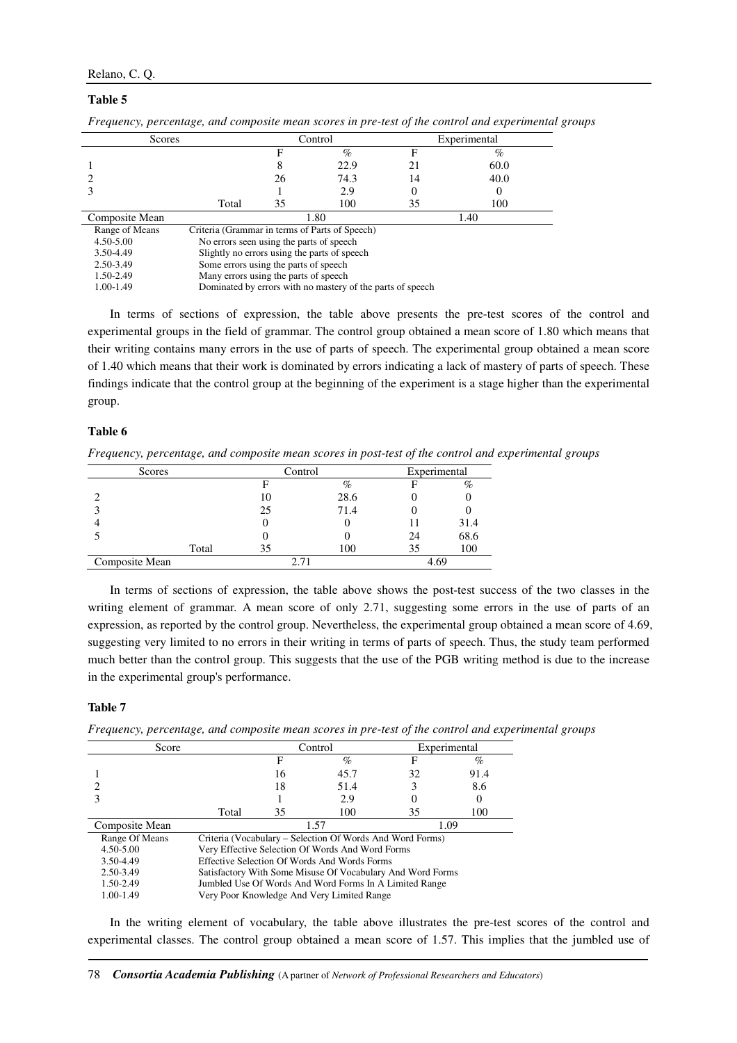**Table 5**

*Frequency, percentage, and composite mean scores in pre-test of the control and experimental groups*

| Scores | | Control | | Experimental | |
|---|---|---|---|---|---|
| | | F | % | F | % |
| 1 | | 8 | 22.9 | 21 | 60.0 |
| 2 | | 26 | 74.3 | 14 | 40.0 |
| 3 | | 1 | 2.9 | 0 | 0 |
| | Total | 35 | 100 | 35 | 100 |
| Composite Mean | | 1.80 | | 1.40 | |

| Range of Means | Criteria (Grammar in terms of Parts of Speech) |
|---|---|
| 4.50-5.00 | No errors seen using the parts of speech |
| 3.50-4.49 | Slightly no errors using the parts of speech |
| 2.50-3.49 | Some errors using the parts of speech |
| 1.50-2.49 | Many errors using the parts of speech |
| 1.00-1.49 | Dominated by errors with no mastery of the parts of speech |

In terms of sections of expression, the table above presents the pre-test scores of the control and experimental groups in the field of grammar. The control group obtained a mean score of 1.80 which means that their writing contains many errors in the use of parts of speech. The experimental group obtained a mean score of 1.40 which means that their work is dominated by errors indicating a lack of mastery of parts of speech. These findings indicate that the control group at the beginning of the experiment is a stage higher than the experimental group.

**Table 6**

*Frequency, percentage, and composite mean scores in post-test of the control and experimental groups*

| Scores | | Control | | Experimental | |
|---|---|---|---|---|---|
| | | F | % | F | % |
| 2 | | 10 | 28.6 | 0 | 0 |
| 3 | | 25 | 71.4 | 0 | 0 |
| 4 | | 0 | 0 | 11 | 31.4 |
| 5 | | 0 | 0 | 24 | 68.6 |
| | Total | 35 | 100 | 35 | 100 |
| Composite Mean | | 2.71 | | 4.69 | |

In terms of sections of expression, the table above shows the post-test success of the two classes in the writing element of grammar. A mean score of only 2.71, suggesting some errors in the use of parts of an expression, as reported by the control group. Nevertheless, the experimental group obtained a mean score of 4.69, suggesting very limited to no errors in their writing in terms of parts of speech. Thus, the study team performed much better than the control group. This suggests that the use of the PGB writing method is due to the increase in the experimental group's performance.

**Table 7**

*Frequency, percentage, and composite mean scores in pre-test of the control and experimental groups*

| Score | | Control | | Experimental | |
|---|---|---|---|---|---|
| | | F | % | F | % |
| 1 | | 16 | 45.7 | 32 | 91.4 |
| 2 | | 18 | 51.4 | 3 | 8.6 |
| 3 | | 1 | 2.9 | 0 | 0 |
| | Total | 35 | 100 | 35 | 100 |
| Composite Mean | | 1.57 | | 1.09 | |

| Range Of Means | Criteria (Vocabulary – Selection Of Words And Word Forms) |
|---|---|
| 4.50-5.00 | Very Effective Selection Of Words And Word Forms |
| 3.50-4.49 | Effective Selection Of Words And Words Forms |
| 2.50-3.49 | Satisfactory With Some Misuse Of Vocabulary And Word Forms |
| 1.50-2.49 | Jumbled Use Of Words And Word Forms In A Limited Range |
| 1.00-1.49 | Very Poor Knowledge And Very Limited Range |

In the writing element of vocabulary, the table above illustrates the pre-test scores of the control and experimental classes. The control group obtained a mean score of 1.57. This implies that the jumbled use of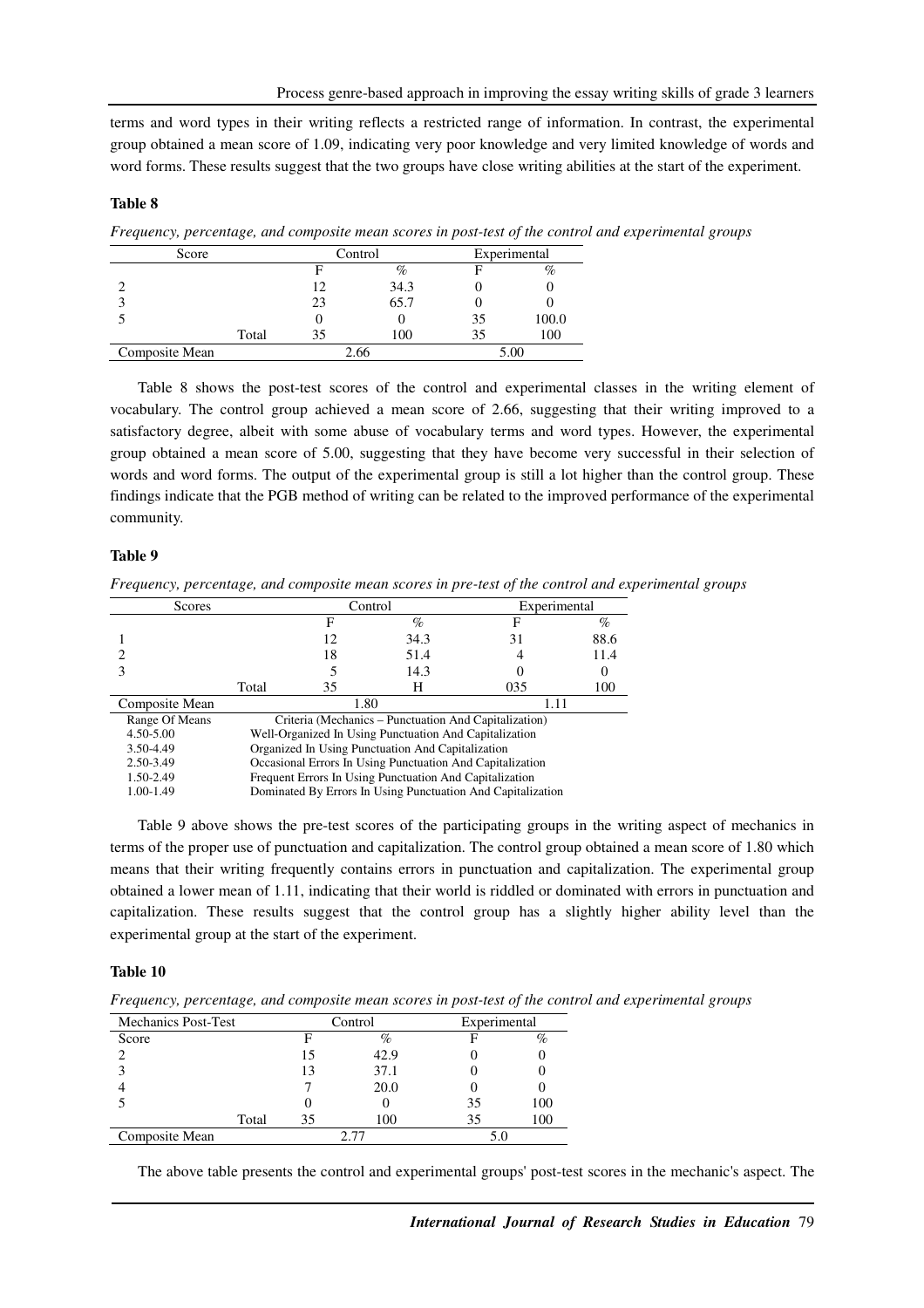terms and word types in their writing reflects a restricted range of information. In contrast, the experimental group obtained a mean score of 1.09, indicating very poor knowledge and very limited knowledge of words and word forms. These results suggest that the two groups have close writing abilities at the start of the experiment.

**Table 8**

*Frequency, percentage, and composite mean scores in post-test of the control and experimental groups*

| Score | | Control | | Experimental | |
|---|---|---|---|---|---|
| | | F | % | F | % |
| 2 | | 12 | 34.3 | 0 | 0 |
| 3 | | 23 | 65.7 | 0 | 0 |
| 5 | | 0 | 0 | 35 | 100.0 |
| | Total | 35 | 100 | 35 | 100 |
| Composite Mean | | 2.66 | | 5.00 | |

Table 8 shows the post-test scores of the control and experimental classes in the writing element of vocabulary. The control group achieved a mean score of 2.66, suggesting that their writing improved to a satisfactory degree, albeit with some abuse of vocabulary terms and word types. However, the experimental group obtained a mean score of 5.00, suggesting that they have become very successful in their selection of words and word forms. The output of the experimental group is still a lot higher than the control group. These findings indicate that the PGB method of writing can be related to the improved performance of the experimental community.

**Table 9**

*Frequency, percentage, and composite mean scores in pre-test of the control and experimental groups*

| Scores | | Control | | Experimental | |
|---|---|---|---|---|---|
| | | F | % | F | % |
| 1 | | 12 | 34.3 | 31 | 88.6 |
| 2 | | 18 | 51.4 | 4 | 11.4 |
| 3 | | 5 | 14.3 | 0 | 0 |
| | Total | 35 | H | 035 | 100 |
| Composite Mean | | 1.80 | | 1.11 | |

| Range Of Means | Criteria (Mechanics – Punctuation And Capitalization) |
|---|---|
| 4.50-5.00 | Well-Organized In Using Punctuation And Capitalization |
| 3.50-4.49 | Organized In Using Punctuation And Capitalization |
| 2.50-3.49 | Occasional Errors In Using Punctuation And Capitalization |
| 1.50-2.49 | Frequent Errors In Using Punctuation And Capitalization |
| 1.00-1.49 | Dominated By Errors In Using Punctuation And Capitalization |

Table 9 above shows the pre-test scores of the participating groups in the writing aspect of mechanics in terms of the proper use of punctuation and capitalization. The control group obtained a mean score of 1.80 which means that their writing frequently contains errors in punctuation and capitalization. The experimental group obtained a lower mean of 1.11, indicating that their world is riddled or dominated with errors in punctuation and capitalization. These results suggest that the control group has a slightly higher ability level than the experimental group at the start of the experiment.

**Table 10**

*Frequency, percentage, and composite mean scores in post-test of the control and experimental groups*

| Mechanics Post-Test | | Control | | Experimental | |
|---|---|---|---|---|---|
| Score | | F | % | F | % |
| 2 | | 15 | 42.9 | 0 | 0 |
| 3 | | 13 | 37.1 | 0 | 0 |
| 4 | | 7 | 20.0 | 0 | 0 |
| 5 | | 0 | 0 | 35 | 100 |
| | Total | 35 | 100 | 35 | 100 |
| Composite Mean | | 2.77 | | 5.0 | |

The above table presents the control and experimental groups' post-test scores in the mechanic's aspect. The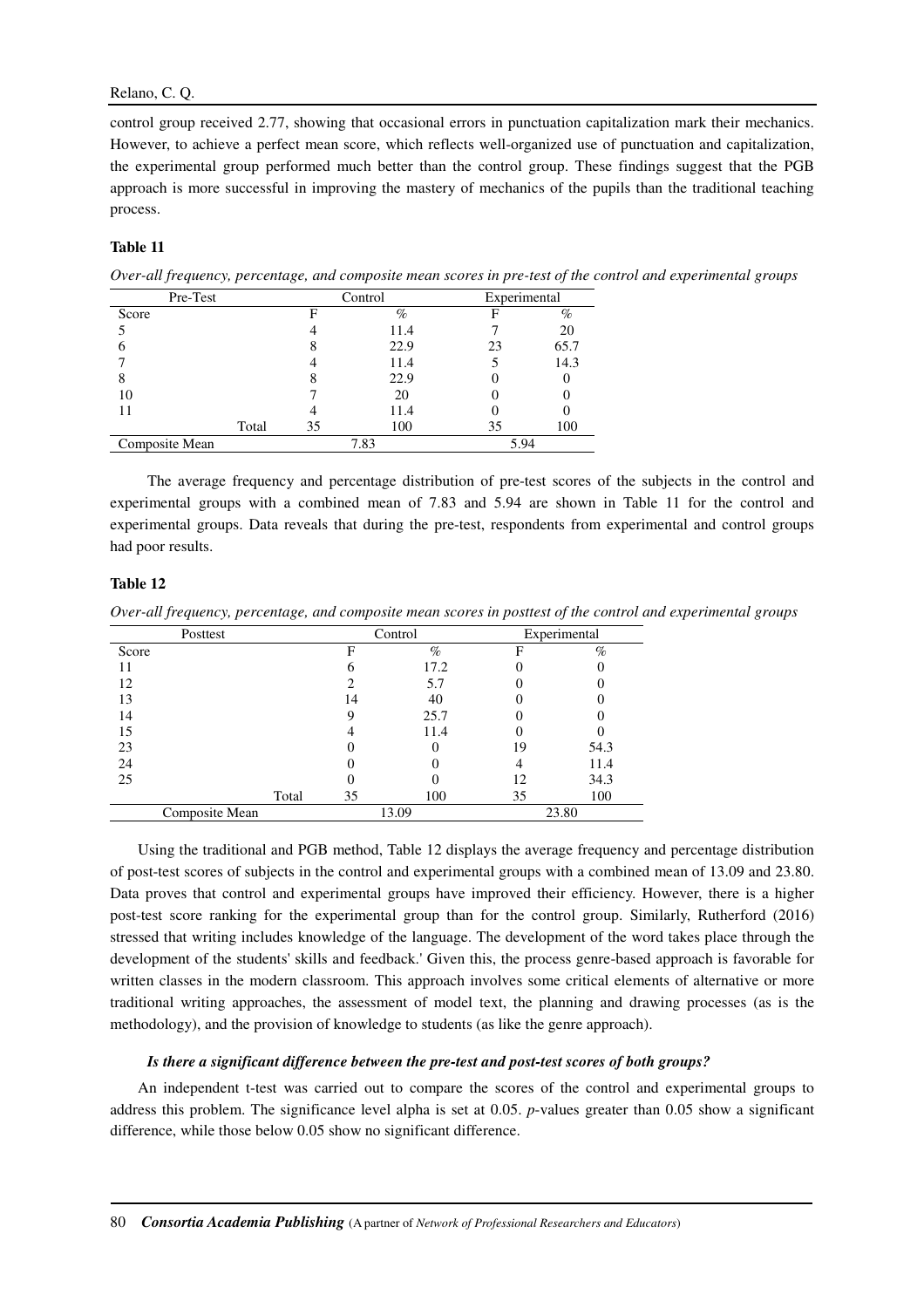control group received 2.77, showing that occasional errors in punctuation capitalization mark their mechanics. However, to achieve a perfect mean score, which reflects well-organized use of punctuation and capitalization, the experimental group performed much better than the control group. These findings suggest that the PGB approach is more successful in improving the mastery of mechanics of the pupils than the traditional teaching process.

**Table 11**

*Over-all frequency, percentage, and composite mean scores in pre-test of the control and experimental groups*

| Pre-Test | | Control | | Experimental | |
|---|---|---|---|---|---|
| Score | | F | % | F | % |
| 5 | | 4 | 11.4 | 7 | 20 |
| 6 | | 8 | 22.9 | 23 | 65.7 |
| 7 | | 4 | 11.4 | 5 | 14.3 |
| 8 | | 8 | 22.9 | 0 | 0 |
| 10 | | 7 | 20 | 0 | 0 |
| 11 | | 4 | 11.4 | 0 | 0 |
| | Total | 35 | 100 | 35 | 100 |
| Composite Mean | | 7.83 | | 5.94 | |

The average frequency and percentage distribution of pre-test scores of the subjects in the control and experimental groups with a combined mean of 7.83 and 5.94 are shown in Table 11 for the control and experimental groups. Data reveals that during the pre-test, respondents from experimental and control groups had poor results.

**Table 12**

*Over-all frequency, percentage, and composite mean scores in posttest of the control and experimental groups*

| Posttest | | Control | | Experimental | |
|---|---|---|---|---|---|
| Score | | F | % | F | % |
| 11 | | 6 | 17.2 | 0 | 0 |
| 12 | | 2 | 5.7 | 0 | 0 |
| 13 | | 14 | 40 | 0 | 0 |
| 14 | | 9 | 25.7 | 0 | 0 |
| 15 | | 4 | 11.4 | 0 | 0 |
| 23 | | 0 | 0 | 19 | 54.3 |
| 24 | | 0 | 0 | 4 | 11.4 |
| 25 | | 0 | 0 | 12 | 34.3 |
| | Total | 35 | 100 | 35 | 100 |
| Composite Mean | | 13.09 | | 23.80 | |

Using the traditional and PGB method, Table 12 displays the average frequency and percentage distribution of post-test scores of subjects in the control and experimental groups with a combined mean of 13.09 and 23.80. Data proves that control and experimental groups have improved their efficiency. However, there is a higher post-test score ranking for the experimental group than for the control group. Similarly, Rutherford (2016) stressed that writing includes knowledge of the language. The development of the word takes place through the development of the students' skills and feedback.' Given this, the process genre-based approach is favorable for written classes in the modern classroom. This approach involves some critical elements of alternative or more traditional writing approaches, the assessment of model text, the planning and drawing processes (as is the methodology), and the provision of knowledge to students (as like the genre approach).

***Is there a significant difference between the pre-test and post-test scores of both groups?***

An independent t-test was carried out to compare the scores of the control and experimental groups to address this problem. The significance level alpha is set at 0.05. *p*-values greater than 0.05 show a significant difference, while those below 0.05 show no significant difference.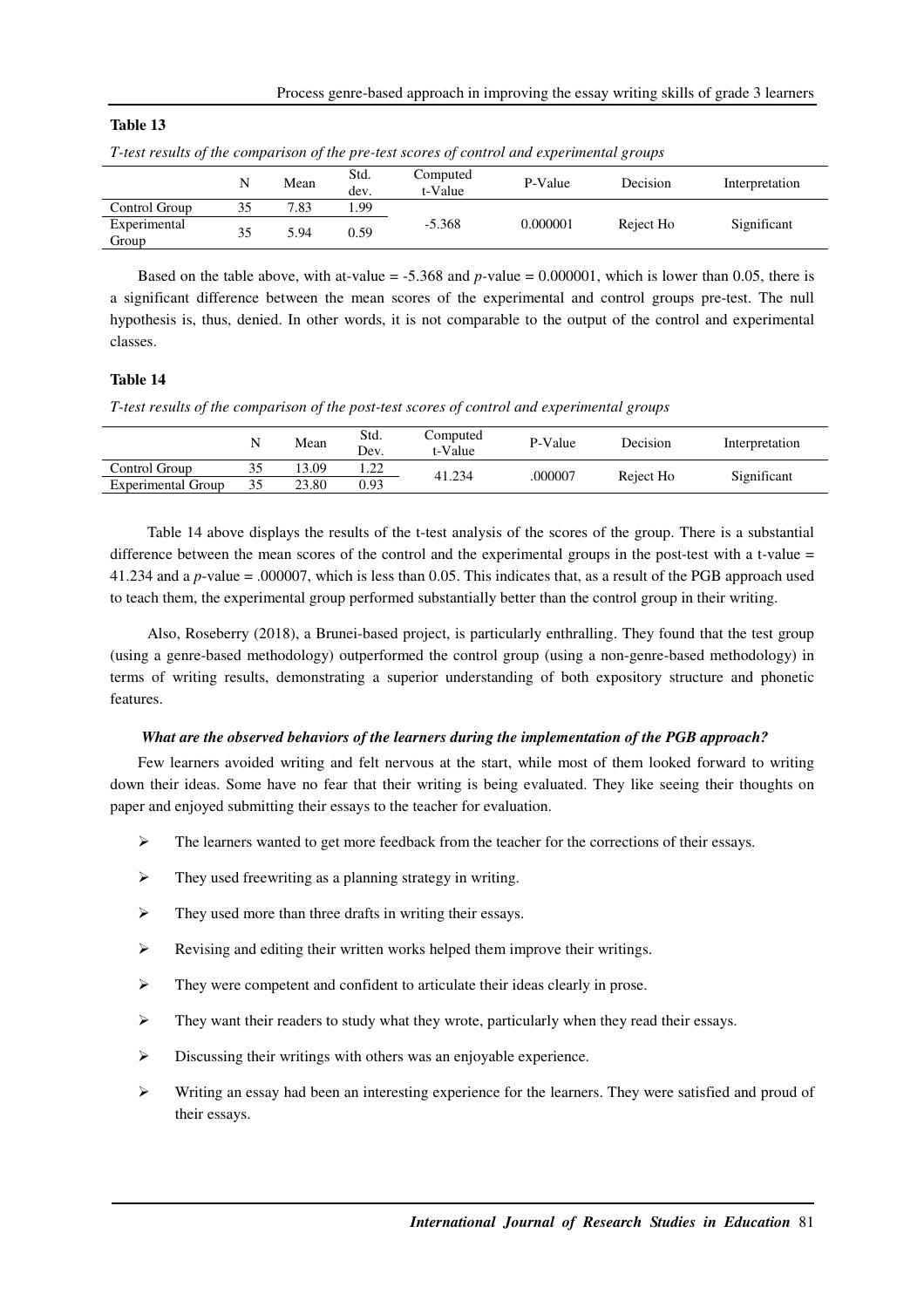**Table 13**

*T-test results of the comparison of the pre-test scores of control and experimental groups*

| | N | Mean | Std. dev. | Computed t-Value | P-Value | Decision | Interpretation |
|---|---|---|---|---|---|---|---|
| Control Group | 35 | 7.83 | 1.99 | -5.368 | 0.000001 | Reject Ho | Significant |
| Experimental Group | 35 | 5.94 | 0.59 | | | | |

Based on the table above, with at-value = -5.368 and *p*-value = 0.000001, which is lower than 0.05, there is a significant difference between the mean scores of the experimental and control groups pre-test. The null hypothesis is, thus, denied. In other words, it is not comparable to the output of the control and experimental classes.

**Table 14**

*T-test results of the comparison of the post-test scores of control and experimental groups*

| | N | Mean | Std. Dev. | Computed t-Value | P-Value | Decision | Interpretation |
|---|---|---|---|---|---|---|---|
| Control Group | 35 | 13.09 | 1.22 | 41.234 | .000007 | Reject Ho | Significant |
| Experimental Group | 35 | 23.80 | 0.93 | | | | |

Table 14 above displays the results of the t-test analysis of the scores of the group. There is a substantial difference between the mean scores of the control and the experimental groups in the post-test with a t-value = 41.234 and a *p*-value = .000007, which is less than 0.05. This indicates that, as a result of the PGB approach used to teach them, the experimental group performed substantially better than the control group in their writing.

Also, Roseberry (2018), a Brunei-based project, is particularly enthralling. They found that the test group (using a genre-based methodology) outperformed the control group (using a non-genre-based methodology) in terms of writing results, demonstrating a superior understanding of both expository structure and phonetic features.

***What are the observed behaviors of the learners during the implementation of the PGB approach?***

Few learners avoided writing and felt nervous at the start, while most of them looked forward to writing down their ideas. Some have no fear that their writing is being evaluated. They like seeing their thoughts on paper and enjoyed submitting their essays to the teacher for evaluation.

- The learners wanted to get more feedback from the teacher for the corrections of their essays.
- They used freewriting as a planning strategy in writing.
- They used more than three drafts in writing their essays.
- Revising and editing their written works helped them improve their writings.
- They were competent and confident to articulate their ideas clearly in prose.
- They want their readers to study what they wrote, particularly when they read their essays.
- Discussing their writings with others was an enjoyable experience.
- Writing an essay had been an interesting experience for the learners. They were satisfied and proud of their essays.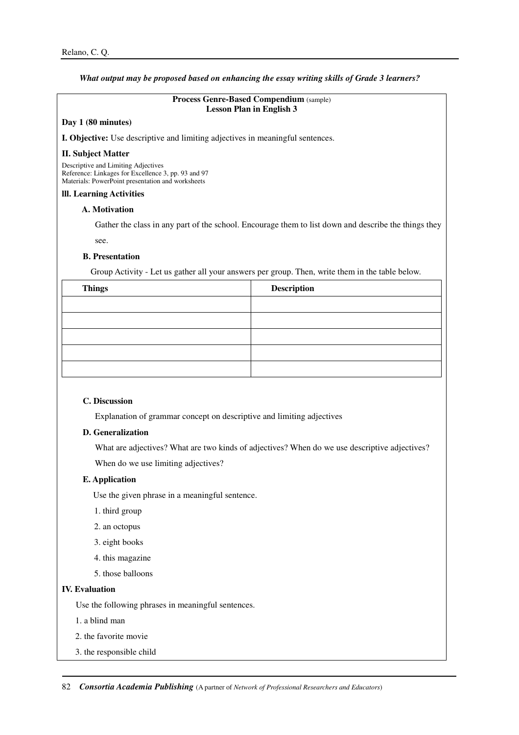***What output may be proposed based on enhancing the essay writing skills of Grade 3 learners?***

**Process Genre-Based Compendium** (sample)
**Lesson Plan in English 3**

**Day 1 (80 minutes)**

**I. Objective:** Use descriptive and limiting adjectives in meaningful sentences.

**II. Subject Matter**

Descriptive and Limiting Adjectives
Reference: Linkages for Excellence 3, pp. 93 and 97
Materials: PowerPoint presentation and worksheets

**III. Learning Activities**

**A. Motivation**

Gather the class in any part of the school. Encourage them to list down and describe the things they see.

**B. Presentation**

Group Activity - Let us gather all your answers per group. Then, write them in the table below.

| Things | Description |
|---|---|
| | |
| | |
| | |
| | |
| | |

**C. Discussion**

Explanation of grammar concept on descriptive and limiting adjectives

**D. Generalization**

What are adjectives? What are two kinds of adjectives? When do we use descriptive adjectives? When do we use limiting adjectives?

**E. Application**

Use the given phrase in a meaningful sentence.

1. third group
2. an octopus
3. eight books
4. this magazine
5. those balloons

**IV. Evaluation**

Use the following phrases in meaningful sentences.

1. a blind man
2. the favorite movie
3. the responsible child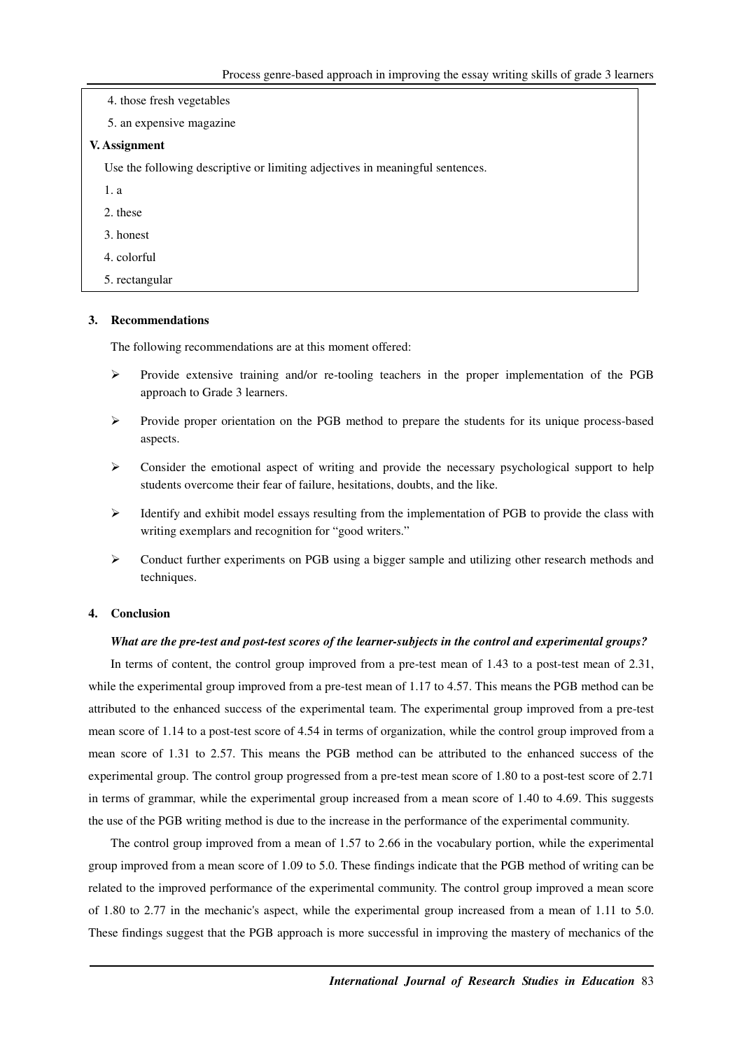4. those fresh vegetables

5. an expensive magazine

**V. Assignment**

Use the following descriptive or limiting adjectives in meaningful sentences.

1. a
2. these
3. honest
4. colorful
5. rectangular

### 3. Recommendations

The following recommendations are at this moment offered:

- Provide extensive training and/or re-tooling teachers in the proper implementation of the PGB approach to Grade 3 learners.
- Provide proper orientation on the PGB method to prepare the students for its unique process-based aspects.
- Consider the emotional aspect of writing and provide the necessary psychological support to help students overcome their fear of failure, hesitations, doubts, and the like.
- Identify and exhibit model essays resulting from the implementation of PGB to provide the class with writing exemplars and recognition for "good writers."
- Conduct further experiments on PGB using a bigger sample and utilizing other research methods and techniques.

### 4. Conclusion

***What are the pre-test and post-test scores of the learner-subjects in the control and experimental groups?***

In terms of content, the control group improved from a pre-test mean of 1.43 to a post-test mean of 2.31, while the experimental group improved from a pre-test mean of 1.17 to 4.57. This means the PGB method can be attributed to the enhanced success of the experimental team. The experimental group improved from a pre-test mean score of 1.14 to a post-test score of 4.54 in terms of organization, while the control group improved from a mean score of 1.31 to 2.57. This means the PGB method can be attributed to the enhanced success of the experimental group. The control group progressed from a pre-test mean score of 1.80 to a post-test score of 2.71 in terms of grammar, while the experimental group increased from a mean score of 1.40 to 4.69. This suggests the use of the PGB writing method is due to the increase in the performance of the experimental community.

The control group improved from a mean of 1.57 to 2.66 in the vocabulary portion, while the experimental group improved from a mean score of 1.09 to 5.0. These findings indicate that the PGB method of writing can be related to the improved performance of the experimental community. The control group improved a mean score of 1.80 to 2.77 in the mechanic's aspect, while the experimental group increased from a mean of 1.11 to 5.0. These findings suggest that the PGB approach is more successful in improving the mastery of mechanics of the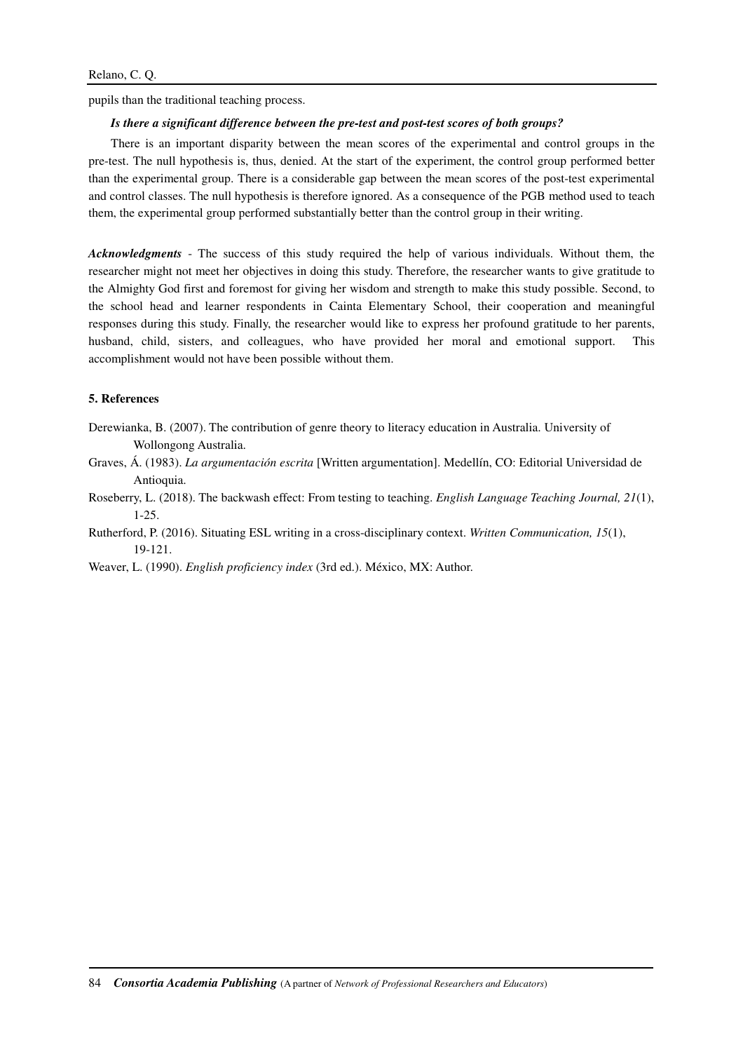pupils than the traditional teaching process.

***Is there a significant difference between the pre-test and post-test scores of both groups?***

There is an important disparity between the mean scores of the experimental and control groups in the pre-test. The null hypothesis is, thus, denied. At the start of the experiment, the control group performed better than the experimental group. There is a considerable gap between the mean scores of the post-test experimental and control classes. The null hypothesis is therefore ignored. As a consequence of the PGB method used to teach them, the experimental group performed substantially better than the control group in their writing.

***Acknowledgments*** - The success of this study required the help of various individuals. Without them, the researcher might not meet her objectives in doing this study. Therefore, the researcher wants to give gratitude to the Almighty God first and foremost for giving her wisdom and strength to make this study possible. Second, to the school head and learner respondents in Cainta Elementary School, their cooperation and meaningful responses during this study. Finally, the researcher would like to express her profound gratitude to her parents, husband, child, sisters, and colleagues, who have provided her moral and emotional support. This accomplishment would not have been possible without them.

## 5. References

Derewianka, B. (2007). The contribution of genre theory to literacy education in Australia. University of Wollongong Australia.

Graves, Á. (1983). *La argumentación escrita* [Written argumentation]. Medellín, CO: Editorial Universidad de Antioquia.

Roseberry, L. (2018). The backwash effect: From testing to teaching. *English Language Teaching Journal, 21*(1), 1-25.

Rutherford, P. (2016). Situating ESL writing in a cross-disciplinary context. *Written Communication, 15*(1), 19-121.

Weaver, L. (1990). *English proficiency index* (3rd ed.). México, MX: Author.